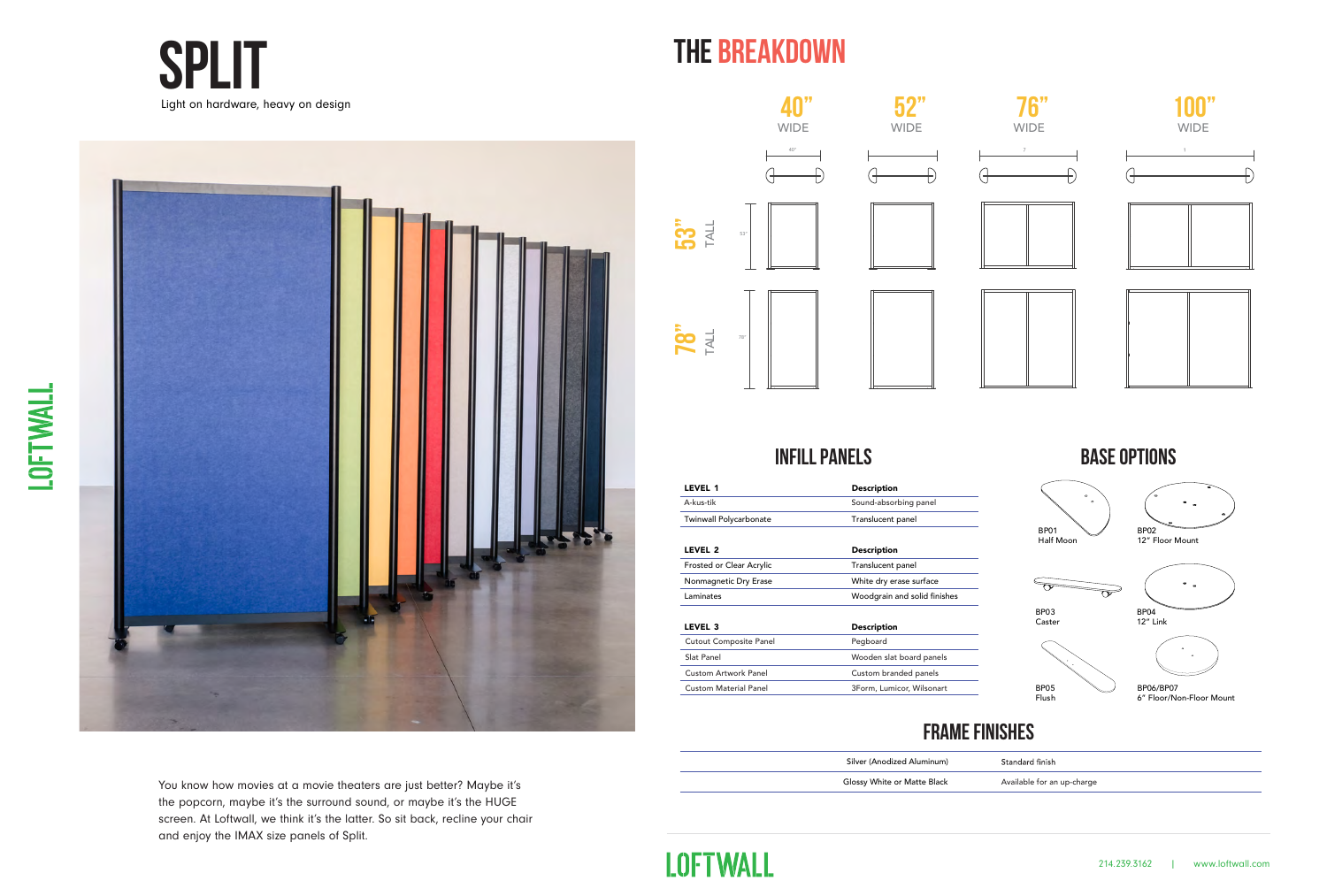# SPLIT

Light on hardware, heavy on design

LOFTWALL

You know how movies at a movie theaters are just better? Maybe it's the popcorn, maybe it's the surround sound, or maybe it's the HUGE screen. At Loftwall, we think it's the latter. So sit back, recline your chair and enjoy the IMAX size panels of Split.

# THE BREAKDOWN

40" WIDE | 52" WIDE | 76" WIDE | 100" WIDE

53" TALL

78" TALL

## INFILL PANELS

| LEVEL 1 | Description |
|---|---|
| A-kus-tik | Sound-absorbing panel |
| Twinwall Polycarbonate | Translucent panel |

| LEVEL 2 | Description |
|---|---|
| Frosted or Clear Acrylic | Translucent panel |
| Nonmagnetic Dry Erase | White dry erase surface |
| Laminates | Woodgrain and solid finishes |

| LEVEL 3 | Description |
|---|---|
| Cutout Composite Panel | Pegboard |
| Slat Panel | Wooden slat board panels |
| Custom Artwork Panel | Custom branded panels |
| Custom Material Panel | 3Form, Lumicor, Wilsonart |

## BASE OPTIONS

- BP01 Half Moon
- BP02 12" Floor Mount
- BP03 Caster
- BP04 12" Link
- BP05 Flush
- BP06/BP07 6" Floor/Non-Floor Mount

## FRAME FINISHES

| Silver (Anodized Aluminum) | Standard finish |
|---|---|
| Glossy White or Matte Black | Available for an up-charge |

LOFTWALL

214.239.3162 | www.loftwall.com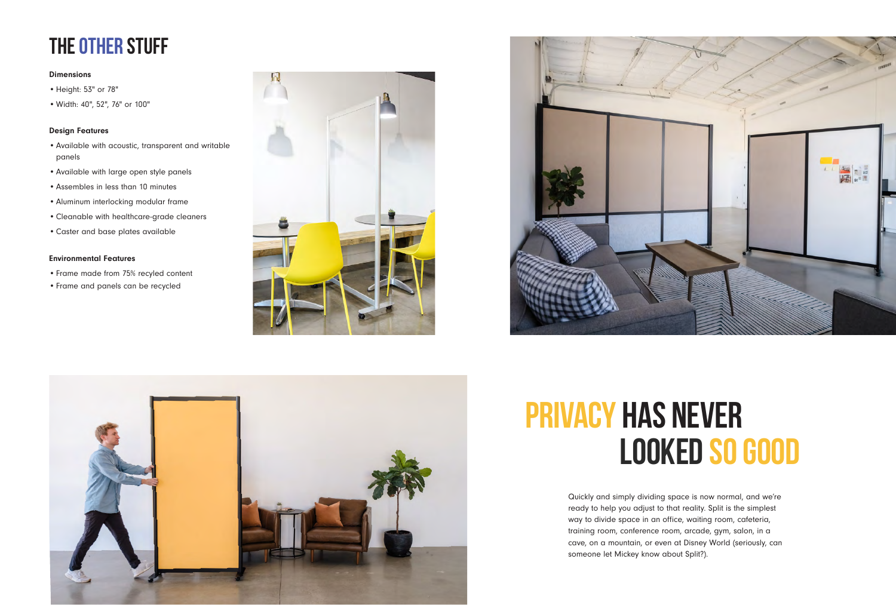# THE OTHER STUFF

**Dimensions**

- Height: 53" or 78"
- Width: 40", 52", 76" or 100"

**Design Features**

- Available with acoustic, transparent and writable panels
- Available with large open style panels
- Assembles in less than 10 minutes
- Aluminum interlocking modular frame
- Cleanable with healthcare-grade cleaners
- Caster and base plates available

**Environmental Features**

- Frame made from 75% recyled content
- Frame and panels can be recycled

# PRIVACY HAS NEVER LOOKED SO GOOD

Quickly and simply dividing space is now normal, and we're ready to help you adjust to that reality. Split is the simplest way to divide space in an office, waiting room, cafeteria, training room, conference room, arcade, gym, salon, in a cave, on a mountain, or even at Disney World (seriously, can someone let Mickey know about Split?).